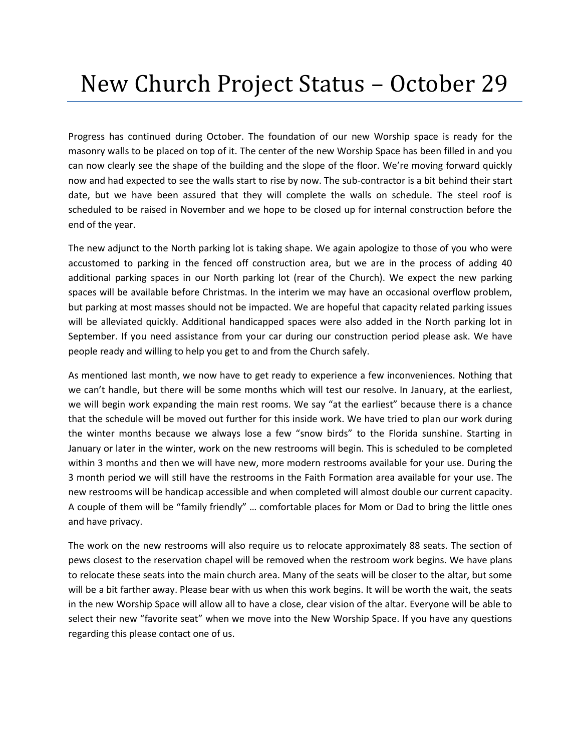# New Church Project Status – October 29

Progress has continued during October. The foundation of our new Worship space is ready for the masonry walls to be placed on top of it. The center of the new Worship Space has been filled in and you can now clearly see the shape of the building and the slope of the floor. We're moving forward quickly now and had expected to see the walls start to rise by now. The sub-contractor is a bit behind their start date, but we have been assured that they will complete the walls on schedule. The steel roof is scheduled to be raised in November and we hope to be closed up for internal construction before the end of the year.

The new adjunct to the North parking lot is taking shape. We again apologize to those of you who were accustomed to parking in the fenced off construction area, but we are in the process of adding 40 additional parking spaces in our North parking lot (rear of the Church). We expect the new parking spaces will be available before Christmas. In the interim we may have an occasional overflow problem, but parking at most masses should not be impacted. We are hopeful that capacity related parking issues will be alleviated quickly. Additional handicapped spaces were also added in the North parking lot in September. If you need assistance from your car during our construction period please ask. We have people ready and willing to help you get to and from the Church safely.

As mentioned last month, we now have to get ready to experience a few inconveniences. Nothing that we can't handle, but there will be some months which will test our resolve. In January, at the earliest, we will begin work expanding the main rest rooms. We say "at the earliest" because there is a chance that the schedule will be moved out further for this inside work. We have tried to plan our work during the winter months because we always lose a few "snow birds" to the Florida sunshine. Starting in January or later in the winter, work on the new restrooms will begin. This is scheduled to be completed within 3 months and then we will have new, more modern restrooms available for your use. During the 3 month period we will still have the restrooms in the Faith Formation area available for your use. The new restrooms will be handicap accessible and when completed will almost double our current capacity. A couple of them will be "family friendly" … comfortable places for Mom or Dad to bring the little ones and have privacy.

The work on the new restrooms will also require us to relocate approximately 88 seats. The section of pews closest to the reservation chapel will be removed when the restroom work begins. We have plans to relocate these seats into the main church area. Many of the seats will be closer to the altar, but some will be a bit farther away. Please bear with us when this work begins. It will be worth the wait, the seats in the new Worship Space will allow all to have a close, clear vision of the altar. Everyone will be able to select their new "favorite seat" when we move into the New Worship Space. If you have any questions regarding this please contact one of us.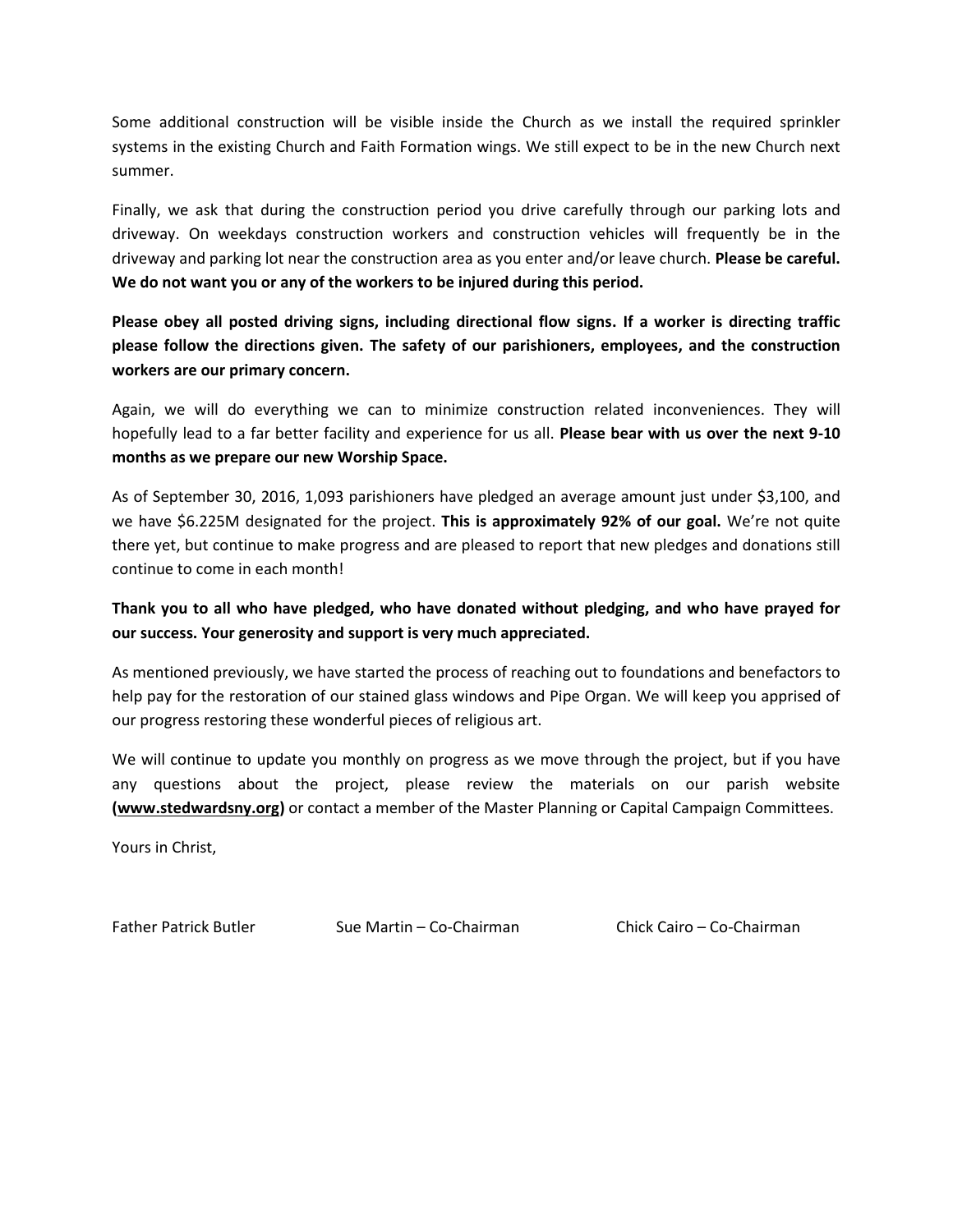Some additional construction will be visible inside the Church as we install the required sprinkler systems in the existing Church and Faith Formation wings. We still expect to be in the new Church next summer.

Finally, we ask that during the construction period you drive carefully through our parking lots and driveway. On weekdays construction workers and construction vehicles will frequently be in the driveway and parking lot near the construction area as you enter and/or leave church. **Please be careful. We do not want you or any of the workers to be injured during this period.**

**Please obey all posted driving signs, including directional flow signs. If a worker is directing traffic please follow the directions given. The safety of our parishioners, employees, and the construction workers are our primary concern.**

Again, we will do everything we can to minimize construction related inconveniences. They will hopefully lead to a far better facility and experience for us all. **Please bear with us over the next 9-10 months as we prepare our new Worship Space.**

As of September 30, 2016, 1,093 parishioners have pledged an average amount just under $3,100, and we have $6.225M designated for the project. **This is approximately 92% of our goal.** We're not quite there yet, but continue to make progress and are pleased to report that new pledges and donations still continue to come in each month!

**Thank you to all who have pledged, who have donated without pledging, and who have prayed for our success. Your generosity and support is very much appreciated.**

As mentioned previously, we have started the process of reaching out to foundations and benefactors to help pay for the restoration of our stained glass windows and Pipe Organ. We will keep you apprised of our progress restoring these wonderful pieces of religious art.

We will continue to update you monthly on progress as we move through the project, but if you have any questions about the project, please review the materials on our parish website **(www.stedwardsny.org)** or contact a member of the Master Planning or Capital Campaign Committees.

Yours in Christ,

Father Patrick Butler

Sue Martin – Co-Chairman

Chick Cairo – Co-Chairman